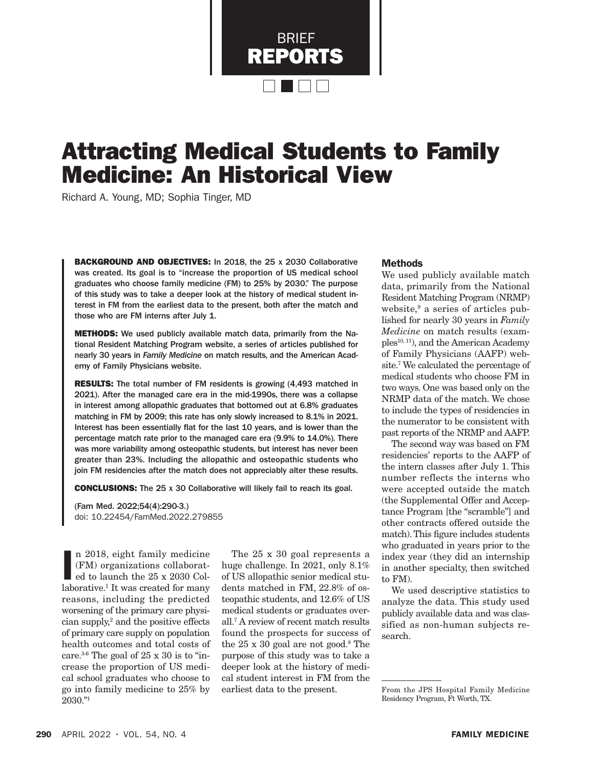BRIEF REPORTS

# Attracting Medical Students to Family Medicine: An Historical View

Richard A. Young, MD; Sophia Tinger, MD

**BACKGROUND AND OBJECTIVES:** In 2018, the 25 x 2030 Collaborative was created. Its goal is to "increase the proportion of US medical school graduates who choose family medicine (FM) to 25% by 2030." The purpose of this study was to take a deeper look at the history of medical student interest in FM from the earliest data to the present, both after the match and those who are FM interns after July 1.

**METHODS:** We used publicly available match data, primarily from the National Resident Matching Program website, a series of articles published for nearly 30 years in *Family Medicine* on match results, and the American Academy of Family Physicians website.

**RESULTS:** The total number of FM residents is growing (4,493 matched in 2021). After the managed care era in the mid-1990s, there was a collapse in interest among allopathic graduates that bottomed out at 6.8% graduates matching in FM by 2009; this rate has only slowly increased to 8.1% in 2021. Interest has been essentially flat for the last 10 years, and is lower than the percentage match rate prior to the managed care era (9.9% to 14.0%). There was more variability among osteopathic students, but interest has never been greater than 23%. Including the allopathic and osteopathic students who join FM residencies after the match does not appreciably alter these results.

**CONCLUSIONS:** The 25 x 30 Collaborative will likely fail to reach its goal.

(Fam Med. 2022;54(4):290-3.)
doi: 10.22454/FamMed.2022.279855

In 2018, eight family medicine (FM) organizations collaborated to launch the 25 x 2030 Collaborative.[1] It was created for many reasons, including the predicted worsening of the primary care physician supply,[2] and the positive effects of primary care supply on population health outcomes and total costs of care.[3-6] The goal of 25 x 30 is to "increase the proportion of US medical school graduates who choose to go into family medicine to 25% by 2030."[1]

The 25 x 30 goal represents a huge challenge. In 2021, only 8.1% of US allopathic senior medical students matched in FM, 22.8% of osteopathic students, and 12.6% of US medical students or graduates overall.[7] A review of recent match results found the prospects for success of the 25 x 30 goal are not good.[8] The purpose of this study was to take a deeper look at the history of medical student interest in FM from the earliest data to the present.

## Methods

We used publicly available match data, primarily from the National Resident Matching Program (NRMP) website,[9] a series of articles published for nearly 30 years in *Family Medicine* on match results (examples[10, 11]), and the American Academy of Family Physicians (AAFP) website.[7] We calculated the percentage of medical students who choose FM in two ways. One was based only on the NRMP data of the match. We chose to include the types of residencies in the numerator to be consistent with past reports of the NRMP and AAFP.

The second way was based on FM residencies' reports to the AAFP of the intern classes after July 1. This number reflects the interns who were accepted outside the match (the Supplemental Offer and Acceptance Program [the "scramble"] and other contracts offered outside the match). This figure includes students who graduated in years prior to the index year (they did an internship in another specialty, then switched to FM).

We used descriptive statistics to analyze the data. This study used publicly available data and was classified as non-human subjects research.

From the JPS Hospital Family Medicine Residency Program, Ft Worth, TX.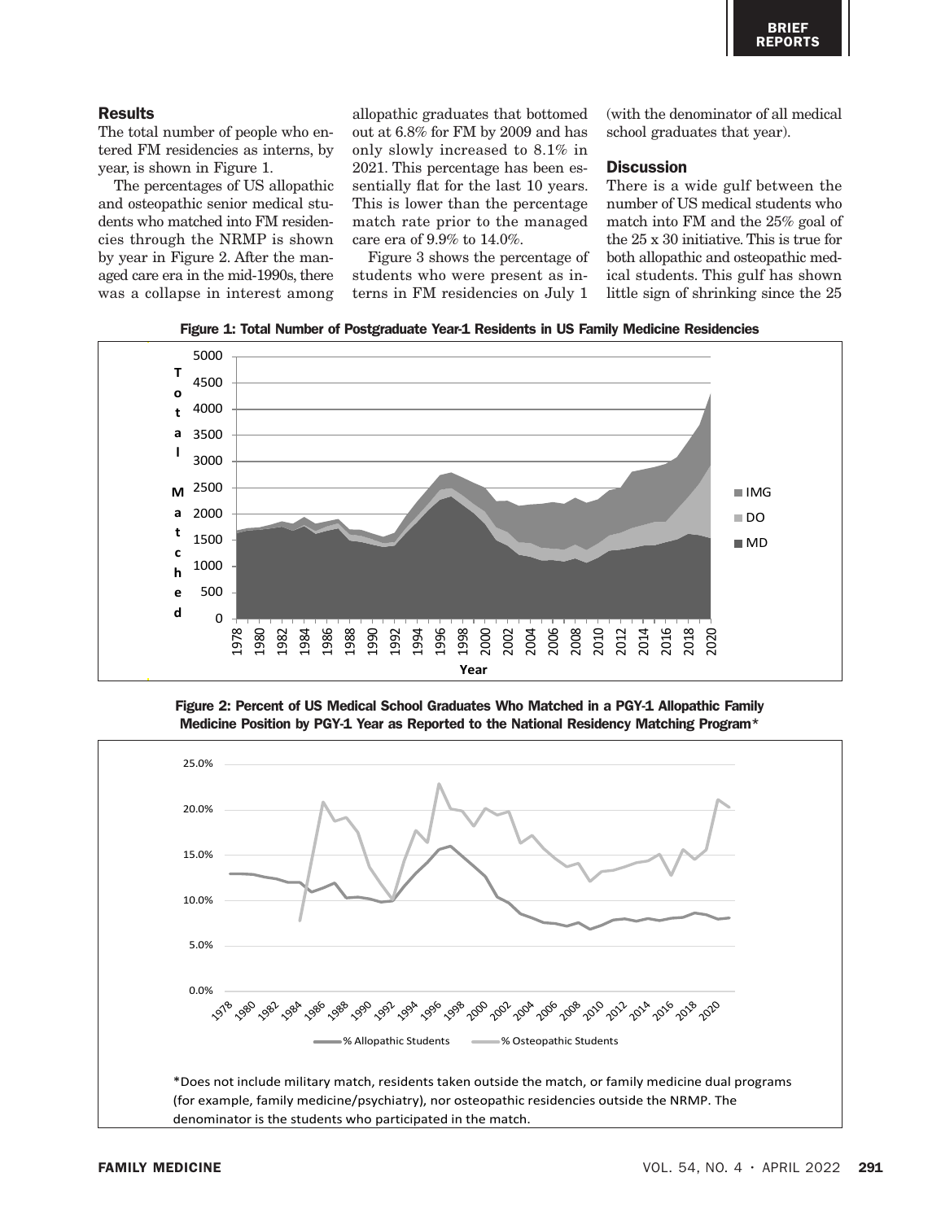## Results

The total number of people who entered FM residencies as interns, by year, is shown in Figure 1.

The percentages of US allopathic and osteopathic senior medical students who matched into FM residencies through the NRMP is shown by year in Figure 2. After the managed care era in the mid-1990s, there was a collapse in interest among allopathic graduates that bottomed out at 6.8% for FM by 2009 and has only slowly increased to 8.1% in 2021. This percentage has been essentially flat for the last 10 years. This is lower than the percentage match rate prior to the managed care era of 9.9% to 14.0%.

Figure 3 shows the percentage of students who were present as interns in FM residencies on July 1 (with the denominator of all medical school graduates that year).

## Discussion

There is a wide gulf between the number of US medical students who match into FM and the 25% goal of the 25 x 30 initiative. This is true for both allopathic and osteopathic medical students. This gulf has shown little sign of shrinking since the 25

**Figure 1: Total Number of Postgraduate Year-1 Residents in US Family Medicine Residencies**

**Figure 2: Percent of US Medical School Graduates Who Matched in a PGY-1 Allopathic Family Medicine Position by PGY-1 Year as Reported to the National Residency Matching Program***

*Does not include military match, residents taken outside the match, or family medicine dual programs (for example, family medicine/psychiatry), nor osteopathic residencies outside the NRMP. The denominator is the students who participated in the match.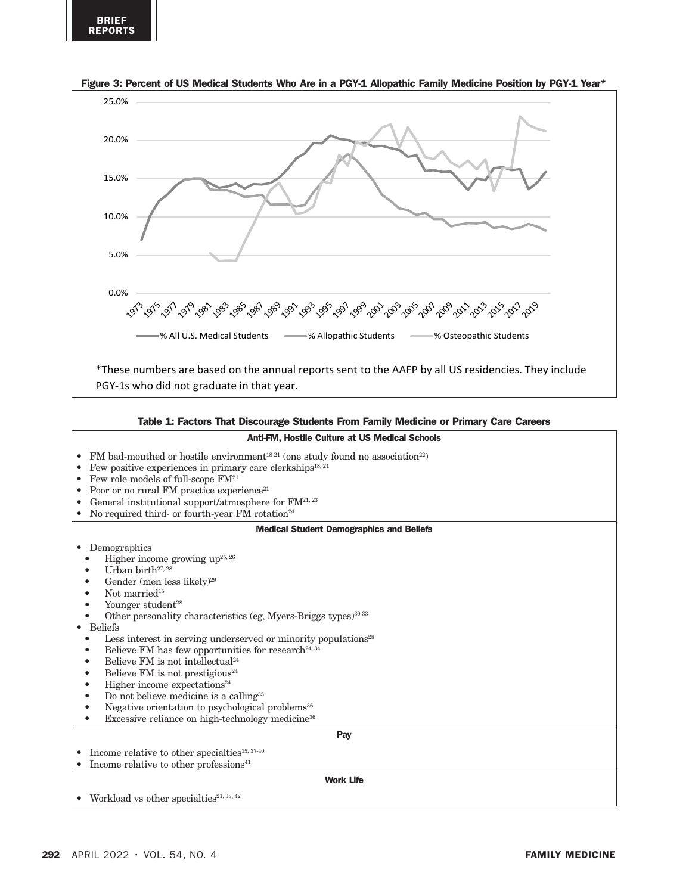**Figure 3: Percent of US Medical Students Who Are in a PGY-1 Allopathic Family Medicine Position by PGY-1 Year***

*These numbers are based on the annual reports sent to the AAFP by all US residencies. They include PGY-1s who did not graduate in that year.

**Table 1: Factors That Discourage Students From Family Medicine or Primary Care Careers**

| Anti-FM, Hostile Culture at US Medical Schools |
| --- |
| • FM bad-mouthed or hostile environment[18-21] (one study found no association[22])<br>• Few positive experiences in primary care clerkships[18, 21]<br>• Few role models of full-scope FM[21]<br>• Poor or no rural FM practice experience[21]<br>• General institutional support/atmosphere for FM[21, 23]<br>• No required third- or fourth-year FM rotation[24] |
| **Medical Student Demographics and Beliefs** |
| • Demographics<br>  • Higher income growing up[25, 26]<br>  • Urban birth[27, 28]<br>  • Gender (men less likely)[29]<br>  • Not married[15]<br>  • Younger student[28]<br>  • Other personality characteristics (eg, Myers-Briggs types)[30-33]<br>• Beliefs<br>  • Less interest in serving underserved or minority populations[28]<br>  • Believe FM has few opportunities for research[24, 34]<br>  • Believe FM is not intellectual[24]<br>  • Believe FM is not prestigious[24]<br>  • Higher income expectations[24]<br>  • Do not believe medicine is a calling[35]<br>  • Negative orientation to psychological problems[36]<br>  • Excessive reliance on high-technology medicine[36] |
| **Pay** |
| • Income relative to other specialties[15, 37-40]<br>• Income relative to other professions[41] |
| **Work Life** |
| • Workload vs other specialties[21, 38, 42] |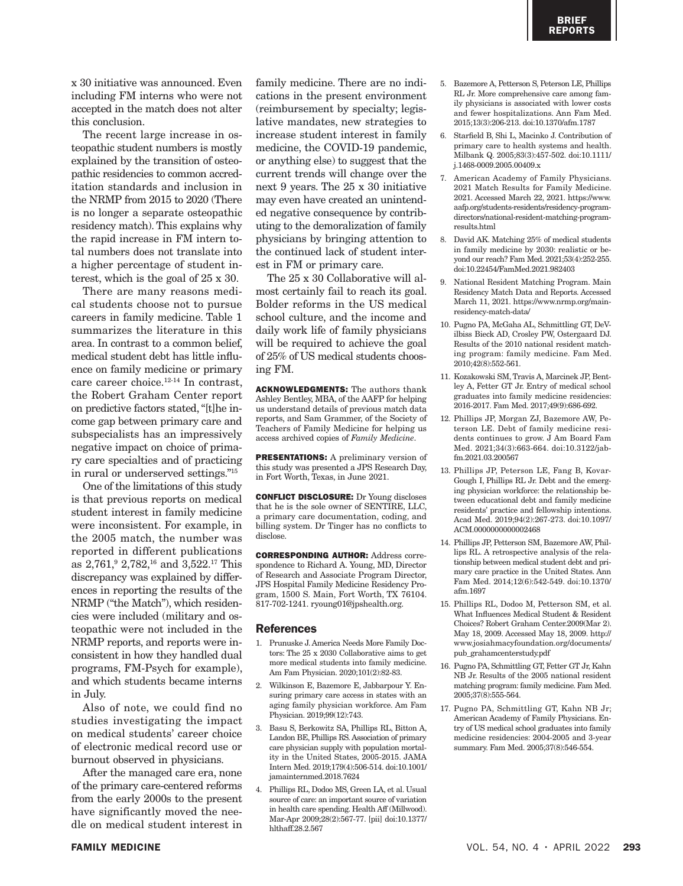x 30 initiative was announced. Even including FM interns who were not accepted in the match does not alter this conclusion.

The recent large increase in osteopathic student numbers is mostly explained by the transition of osteopathic residencies to common accreditation standards and inclusion in the NRMP from 2015 to 2020 (There is no longer a separate osteopathic residency match). This explains why the rapid increase in FM intern total numbers does not translate into a higher percentage of student interest, which is the goal of 25 x 30.

There are many reasons medical students choose not to pursue careers in family medicine. Table 1 summarizes the literature in this area. In contrast to a common belief, medical student debt has little influence on family medicine or primary care career choice.[12-14] In contrast, the Robert Graham Center report on predictive factors stated, "[t]he income gap between primary care and subspecialists has an impressively negative impact on choice of primary care specialties and of practicing in rural or underserved settings."[15]

One of the limitations of this study is that previous reports on medical student interest in family medicine were inconsistent. For example, in the 2005 match, the number was reported in different publications as 2,761,[9] 2,782,[16] and 3,522.[17] This discrepancy was explained by differences in reporting the results of the NRMP ("the Match"), which residencies were included (military and osteopathic were not included in the NRMP reports, and reports were inconsistent in how they handled dual programs, FM-Psych for example), and which students became interns in July.

Also of note, we could find no studies investigating the impact on medical students' career choice of electronic medical record use or burnout observed in physicians.

After the managed care era, none of the primary care-centered reforms from the early 2000s to the present have significantly moved the needle on medical student interest in family medicine. There are no indications in the present environment (reimbursement by specialty; legislative mandates, new strategies to increase student interest in family medicine, the COVID-19 pandemic, or anything else) to suggest that the current trends will change over the next 9 years. The 25 x 30 initiative may even have created an unintended negative consequence by contributing to the demoralization of family physicians by bringing attention to the continued lack of student interest in FM or primary care.

The 25 x 30 Collaborative will almost certainly fail to reach its goal. Bolder reforms in the US medical school culture, and the income and daily work life of family physicians will be required to achieve the goal of 25% of US medical students choosing FM.

**ACKNOWLEDGMENTS:** The authors thank Ashley Bentley, MBA, of the AAFP for helping us understand details of previous match data reports, and Sam Grammer, of the Society of Teachers of Family Medicine for helping us access archived copies of *Family Medicine*.

**PRESENTATIONS:** A preliminary version of this study was presented a JPS Research Day, in Fort Worth, Texas, in June 2021.

**CONFLICT DISCLOSURE:** Dr Young discloses that he is the sole owner of SENTIRE, LLC, a primary care documentation, coding, and billing system. Dr Tinger has no conflicts to disclose.

**CORRESPONDING AUTHOR:** Address correspondence to Richard A. Young, MD, Director of Research and Associate Program Director, JPS Hospital Family Medicine Residency Program, 1500 S. Main, Fort Worth, TX 76104. 817-702-1241. ryoung01@jpshealth.org.

## References

1. Prunuske J. America Needs More Family Doctors: The 25 x 2030 Collaborative aims to get more medical students into family medicine. Am Fam Physician. 2020;101(2):82-83.
2. Wilkinson E, Bazemore E, Jabbarpour Y. Ensuring primary care access in states with an aging family physician workforce. Am Fam Physician. 2019;99(12):743.
3. Basu S, Berkowitz SA, Phillips RL, Bitton A, Landon BE, Phillips RS. Association of primary care physician supply with population mortality in the United States, 2005-2015. JAMA Intern Med. 2019;179(4):506-514. doi:10.1001/jamainternmed.2018.7624
4. Phillips RL, Dodoo MS, Green LA, et al. Usual source of care: an important source of variation in health care spending. Health Aff (Millwood). Mar-Apr 2009;28(2):567-77. [pii] doi:10.1377/hlthaff.28.2.567
5. Bazemore A, Petterson S, Peterson LE, Phillips RL Jr. More comprehensive care among family physicians is associated with lower costs and fewer hospitalizations. Ann Fam Med. 2015;13(3):206-213. doi:10.1370/afm.1787
6. Starfield B, Shi L, Macinko J. Contribution of primary care to health systems and health. Milbank Q. 2005;83(3):457-502. doi:10.1111/j.1468-0009.2005.00409.x
7. American Academy of Family Physicians. 2021 Match Results for Family Medicine. 2021. Accessed March 22, 2021. https://www.aafp.org/students-residents/residency-program-directors/national-resident-matching-program-results.html
8. David AK. Matching 25% of medical students in family medicine by 2030: realistic or beyond our reach? Fam Med. 2021;53(4):252-255. doi:10.22454/FamMed.2021.982403
9. National Resident Matching Program. Main Residency Match Data and Reports. Accessed March 11, 2021. https://www.nrmp.org/main-residency-match-data/
10. Pugno PA, McGaha AL, Schmittling GT, DeVilbiss Bieck AD, Crosley PW, Ostergaard DJ. Results of the 2010 national resident matching program: family medicine. Fam Med. 2010;42(8):552-561.
11. Kozakowski SM, Travis A, Marcinek JP, Bentley A, Fetter GT Jr. Entry of medical school graduates into family medicine residencies: 2016-2017. Fam Med. 2017;49(9):686-692.
12. Phillips JP, Morgan ZJ, Bazemore AW, Peterson LE. Debt of family medicine residents continues to grow. J Am Board Fam Med. 2021;34(3):663-664. doi:10.3122/jabfm.2021.03.200567
13. Phillips JP, Peterson LE, Fang B, Kovar-Gough I, Phillips RL Jr. Debt and the emerging physician workforce: the relationship between educational debt and family medicine residents' practice and fellowship intentions. Acad Med. 2019;94(2):267-273. doi:10.1097/ACM.0000000000002468
14. Phillips JP, Petterson SM, Bazemore AW, Phillips RL. A retrospective analysis of the relationship between medical student debt and primary care practice in the United States. Ann Fam Med. 2014;12(6):542-549. doi:10.1370/afm.1697
15. Phillips RL, Dodoo M, Petterson SM, et al. What Influences Medical Student & Resident Choices? Robert Graham Center.2009(Mar 2). May 18, 2009. Accessed May 18, 2009. http://www.josiahmacyfoundation.org/documents/pub_grahamcenterstudy.pdf
16. Pugno PA, Schmittling GT, Fetter GT Jr, Kahn NB Jr. Results of the 2005 national resident matching program: family medicine. Fam Med. 2005;37(8):555-564.
17. Pugno PA, Schmittling GT, Kahn NB Jr; American Academy of Family Physicians. Entry of US medical school graduates into family medicine residencies: 2004-2005 and 3-year summary. Fam Med. 2005;37(8):546-554.